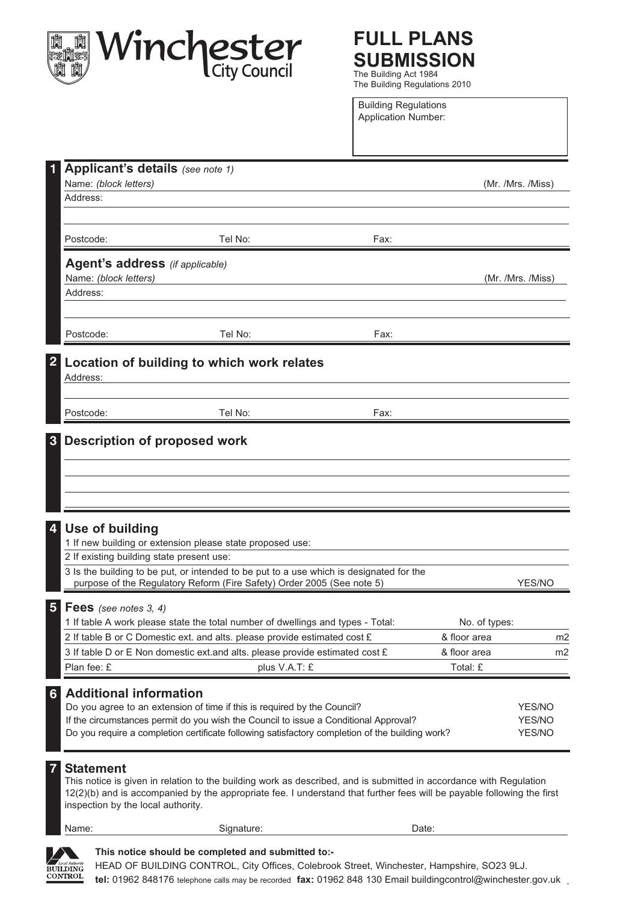Winchester City Council

# FULL PLANS SUBMISSION

The Building Act 1984
The Building Regulations 2010

Building Regulations Application Number:

## 1 Applicant's details *(see note 1)*

Name: *(block letters)* (Mr. /Mrs. /Miss)

Address:

Postcode: Tel No: Fax:

### Agent's address *(if applicable)*

Name: *(block letters)* (Mr. /Mrs. /Miss)

Address:

Postcode: Tel No: Fax:

## 2 Location of building to which work relates

Address:

Postcode: Tel No: Fax:

## 3 Description of proposed work

## 4 Use of building

1 If new building or extension please state proposed use:

2 If existing building state present use:

3 Is the building to be put, or intended to be put to a use which is designated for the purpose of the Regulatory Reform (Fire Safety) Order 2005 (See note 5) YES/NO

## 5 Fees *(see notes 3, 4)*

1 If table A work please state the total number of dwellings and types - Total: No. of types:

2 If table B or C Domestic ext. and alts. please provide estimated cost £ & floor area m2

3 If table D or E Non domestic ext.and alts. please provide estimated cost £ & floor area m2

Plan fee: £ plus V.A.T: £ Total: £

## 6 Additional information

Do you agree to an extension of time if this is required by the Council? YES/NO

If the circumstances permit do you wish the Council to issue a Conditional Approval? YES/NO

Do you require a completion certificate following satisfactory completion of the building work? YES/NO

## 7 Statement

This notice is given in relation to the building work as described, and is submitted in accordance with Regulation 12(2)(b) and is accompanied by the appropriate fee. I understand that further fees will be payable following the first inspection by the local authority.

Name: Signature: Date:

Local Authority BUILDING CONTROL

**This notice should be completed and submitted to:-**

HEAD OF BUILDING CONTROL, City Offices, Colebrook Street, Winchester, Hampshire, SO23 9LJ.

**tel:** 01962 848176 telephone calls may be recorded **fax:** 01962 848 130 Email buildingcontrol@winchester.gov.uk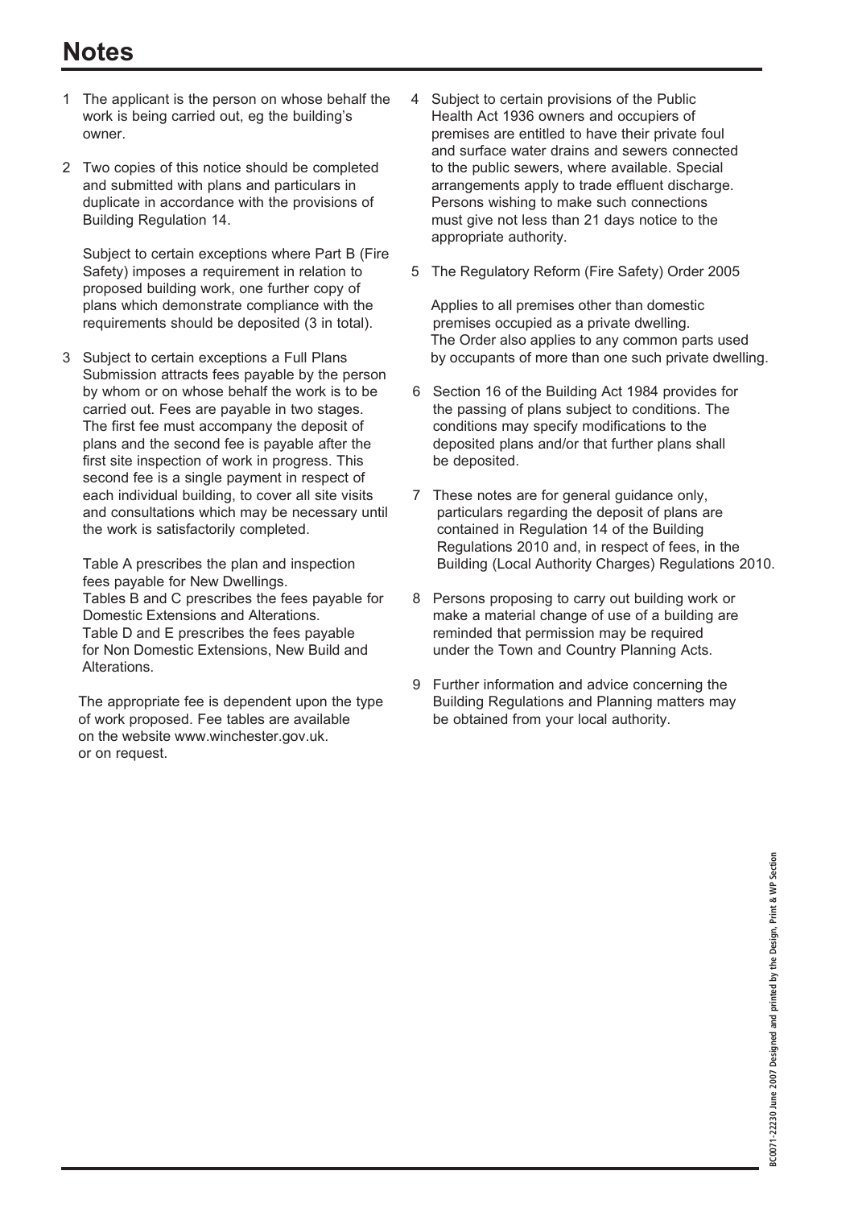# Notes

1. The applicant is the person on whose behalf the work is being carried out, eg the building's owner.

2. Two copies of this notice should be completed and submitted with plans and particulars in duplicate in accordance with the provisions of Building Regulation 14.

   Subject to certain exceptions where Part B (Fire Safety) imposes a requirement in relation to proposed building work, one further copy of plans which demonstrate compliance with the requirements should be deposited (3 in total).

3. Subject to certain exceptions a Full Plans Submission attracts fees payable by the person by whom or on whose behalf the work is to be carried out. Fees are payable in two stages. The first fee must accompany the deposit of plans and the second fee is payable after the first site inspection of work in progress. This second fee is a single payment in respect of each individual building, to cover all site visits and consultations which may be necessary until the work is satisfactorily completed.

   Table A prescribes the plan and inspection fees payable for New Dwellings.
   Tables B and C prescribes the fees payable for Domestic Extensions and Alterations.
   Table D and E prescribes the fees payable for Non Domestic Extensions, New Build and Alterations.

   The appropriate fee is dependent upon the type of work proposed. Fee tables are available on the website www.winchester.gov.uk. or on request.

4. Subject to certain provisions of the Public Health Act 1936 owners and occupiers of premises are entitled to have their private foul and surface water drains and sewers connected to the public sewers, where available. Special arrangements apply to trade effluent discharge. Persons wishing to make such connections must give not less than 21 days notice to the appropriate authority.

5. The Regulatory Reform (Fire Safety) Order 2005

   Applies to all premises other than domestic premises occupied as a private dwelling. The Order also applies to any common parts used by occupants of more than one such private dwelling.

6. Section 16 of the Building Act 1984 provides for the passing of plans subject to conditions. The conditions may specify modifications to the deposited plans and/or that further plans shall be deposited.

7. These notes are for general guidance only, particulars regarding the deposit of plans are contained in Regulation 14 of the Building Regulations 2010 and, in respect of fees, in the Building (Local Authority Charges) Regulations 2010.

8. Persons proposing to carry out building work or make a material change of use of a building are reminded that permission may be required under the Town and Country Planning Acts.

9. Further information and advice concerning the Building Regulations and Planning matters may be obtained from your local authority.

BC0071-22230 June 2007 Designed and printed by the Design, Print & WP Section